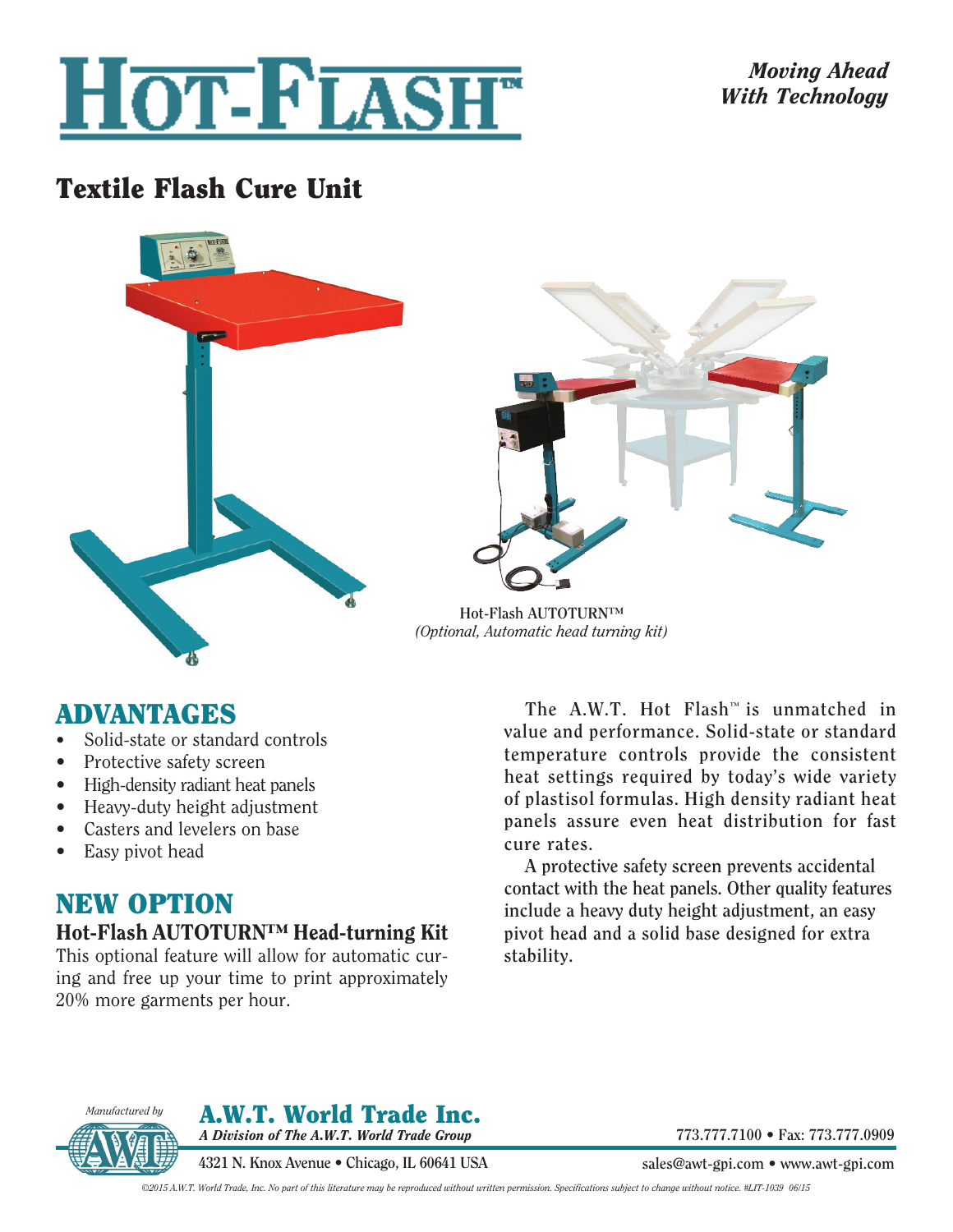# HOT-FLASH™

*Moving Ahead With Technology*

## Textile Flash Cure Unit

Hot-Flash AUTOTURN™
*(Optional, Automatic head turning kit)*

## ADVANTAGES

- Solid-state or standard controls
- Protective safety screen
- High-density radiant heat panels
- Heavy-duty height adjustment
- Casters and levelers on base
- Easy pivot head

## NEW OPTION

### Hot-Flash AUTOTURN™ Head-turning Kit

This optional feature will allow for automatic curing and free up your time to print approximately 20% more garments per hour.

The A.W.T. Hot Flash™ is unmatched in value and performance. Solid-state or standard temperature controls provide the consistent heat settings required by today's wide variety of plastisol formulas. High density radiant heat panels assure even heat distribution for fast cure rates.

A protective safety screen prevents accidental contact with the heat panels. Other quality features include a heavy duty height adjustment, an easy pivot head and a solid base designed for extra stability.

*Manufactured by*

**A.W.T. World Trade Inc.**
***A Division of The A.W.T. World Trade Group***

4321 N. Knox Avenue • Chicago, IL 60641 USA

773.777.7100 • Fax: 773.777.0909

sales@awt-gpi.com • www.awt-gpi.com

*©2015 A.W.T. World Trade, Inc. No part of this literature may be reproduced without written permission. Specifications subject to change without notice. #LIT-1039 06/15*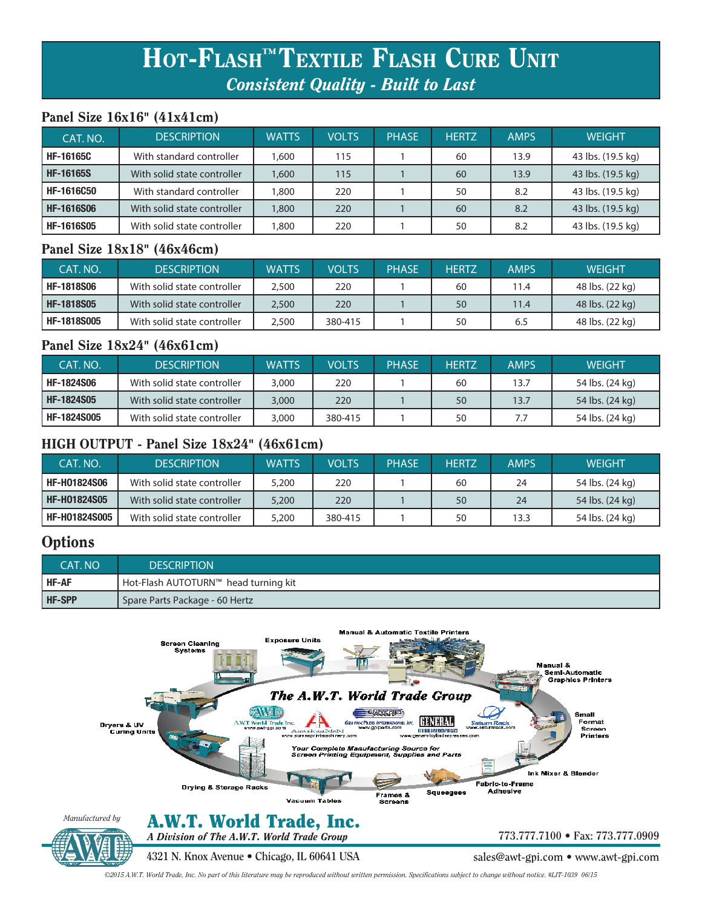# HOT-FLASH™ TEXTILE FLASH CURE UNIT

*Consistent Quality - Built to Last*

## Panel Size 16x16" (41x41cm)

| CAT. NO. | DESCRIPTION | WATTS | VOLTS | PHASE | HERTZ | AMPS | WEIGHT |
|---|---|---|---|---|---|---|---|
| **HF-16165C** | With standard controller | 1,600 | 115 | 1 | 60 | 13.9 | 43 lbs. (19.5 kg) |
| **HF-16165S** | With solid state controller | 1,600 | 115 | 1 | 60 | 13.9 | 43 lbs. (19.5 kg) |
| **HF-1616C50** | With standard controller | 1,800 | 220 | 1 | 50 | 8.2 | 43 lbs. (19.5 kg) |
| **HF-1616S06** | With solid state controller | 1,800 | 220 | 1 | 60 | 8.2 | 43 lbs. (19.5 kg) |
| **HF-1616S05** | With solid state controller | 1,800 | 220 | 1 | 50 | 8.2 | 43 lbs. (19.5 kg) |

## Panel Size 18x18" (46x46cm)

| CAT. NO. | DESCRIPTION | WATTS | VOLTS | PHASE | HERTZ | AMPS | WEIGHT |
|---|---|---|---|---|---|---|---|
| **HF-1818S06** | With solid state controller | 2,500 | 220 | 1 | 60 | 11.4 | 48 lbs. (22 kg) |
| **HF-1818S05** | With solid state controller | 2,500 | 220 | 1 | 50 | 11.4 | 48 lbs. (22 kg) |
| **HF-1818S005** | With solid state controller | 2,500 | 380-415 | 1 | 50 | 6.5 | 48 lbs. (22 kg) |

## Panel Size 18x24" (46x61cm)

| CAT. NO. | DESCRIPTION | WATTS | VOLTS | PHASE | HERTZ | AMPS | WEIGHT |
|---|---|---|---|---|---|---|---|
| **HF-1824S06** | With solid state controller | 3,000 | 220 | 1 | 60 | 13.7 | 54 lbs. (24 kg) |
| **HF-1824S05** | With solid state controller | 3,000 | 220 | 1 | 50 | 13.7 | 54 lbs. (24 kg) |
| **HF-1824S005** | With solid state controller | 3,000 | 380-415 | 1 | 50 | 7.7 | 54 lbs. (24 kg) |

## HIGH OUTPUT - Panel Size 18x24" (46x61cm)

| CAT. NO. | DESCRIPTION | WATTS | VOLTS | PHASE | HERTZ | AMPS | WEIGHT |
|---|---|---|---|---|---|---|---|
| **HF-HO1824S06** | With solid state controller | 5,200 | 220 | 1 | 60 | 24 | 54 lbs. (24 kg) |
| **HF-HO1824S05** | With solid state controller | 5,200 | 220 | 1 | 50 | 24 | 54 lbs. (24 kg) |
| **HF-HO1824S005** | With solid state controller | 5,200 | 380-415 | 1 | 50 | 13.3 | 54 lbs. (24 kg) |

## Options

| CAT. NO | DESCRIPTION |
|---|---|
| **HF-AF** | Hot-Flash AUTOTURN™ head turning kit |
| **HF-SPP** | Spare Parts Package - 60 Hertz |

Manual & Automatic Textile Printers
Exposure Units
Screen Cleaning Systems
Manual & Semi-Automatic Graphics Printers
Dryers & UV Curing Units
Small Format Screen Printers
Ink Mixer & Blender
Fabric-to-Frame Adhesive
Squeegees
Frames & Screens
Vacuum Tables
Drying & Storage Racks

**The A.W.T. World Trade Group**

Your Complete Manufacturing Source for Screen Printing Equipment, Supplies and Parts

*Manufactured by*

## A.W.T. World Trade, Inc.

*A Division of The A.W.T. World Trade Group*

4321 N. Knox Avenue • Chicago, IL 60641 USA

773.777.7100 • Fax: 773.777.0909

sales@awt-gpi.com • www.awt-gpi.com

*©2015 A.W.T. World Trade, Inc. No part of this literature may be reproduced without written permission. Specifications subject to change without notice. #LIT-1039 06/15*